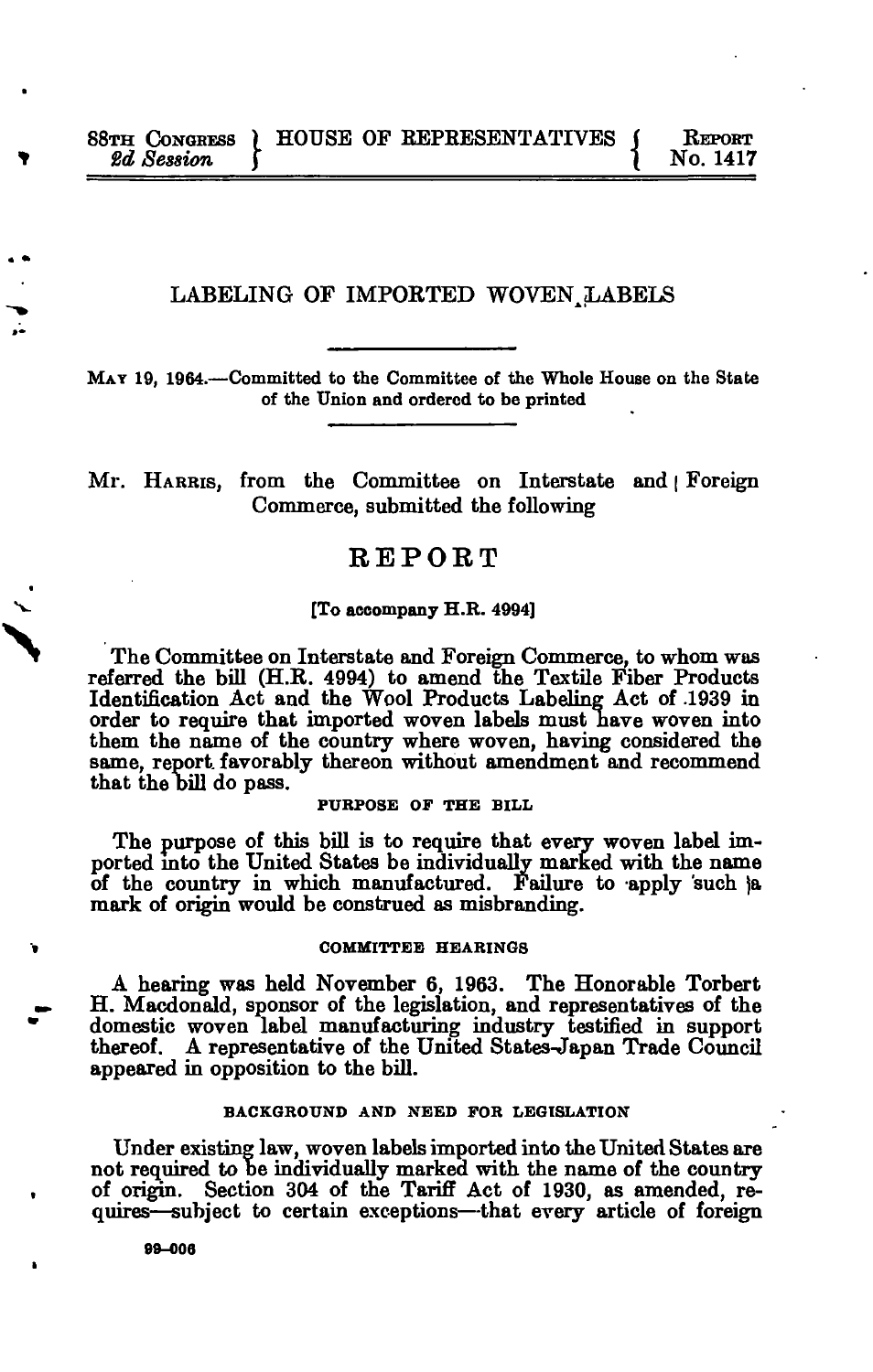88TH CONGRESS } HOUSE OF REPRESENTATIVES { REPORT
*2d Session* } { No. 1417

# LABELING OF IMPORTED WOVEN LABELS

MAY 19, 1964.—Committed to the Committee of the Whole House on the State of the Union and ordered to be printed

Mr. HARRIS, from the Committee on Interstate and Foreign Commerce, submitted the following

## REPORT

[To accompany H.R. 4994]

The Committee on Interstate and Foreign Commerce, to whom was referred the bill (H.R. 4994) to amend the Textile Fiber Products Identification Act and the Wool Products Labeling Act of 1939 in order to require that imported woven labels must have woven into them the name of the country where woven, having considered the same, report favorably thereon without amendment and recommend that the bill do pass.

### PURPOSE OF THE BILL

The purpose of this bill is to require that every woven label imported into the United States be individually marked with the name of the country in which manufactured. Failure to apply such a mark of origin would be construed as misbranding.

### COMMITTEE HEARINGS

A hearing was held November 6, 1963. The Honorable Torbert H. Macdonald, sponsor of the legislation, and representatives of the domestic woven label manufacturing industry testified in support thereof. A representative of the United States-Japan Trade Council appeared in opposition to the bill.

### BACKGROUND AND NEED FOR LEGISLATION

Under existing law, woven labels imported into the United States are not required to be individually marked with the name of the country of origin. Section 304 of the Tariff Act of 1930, as amended, requires—subject to certain exceptions—that every article of foreign

99-006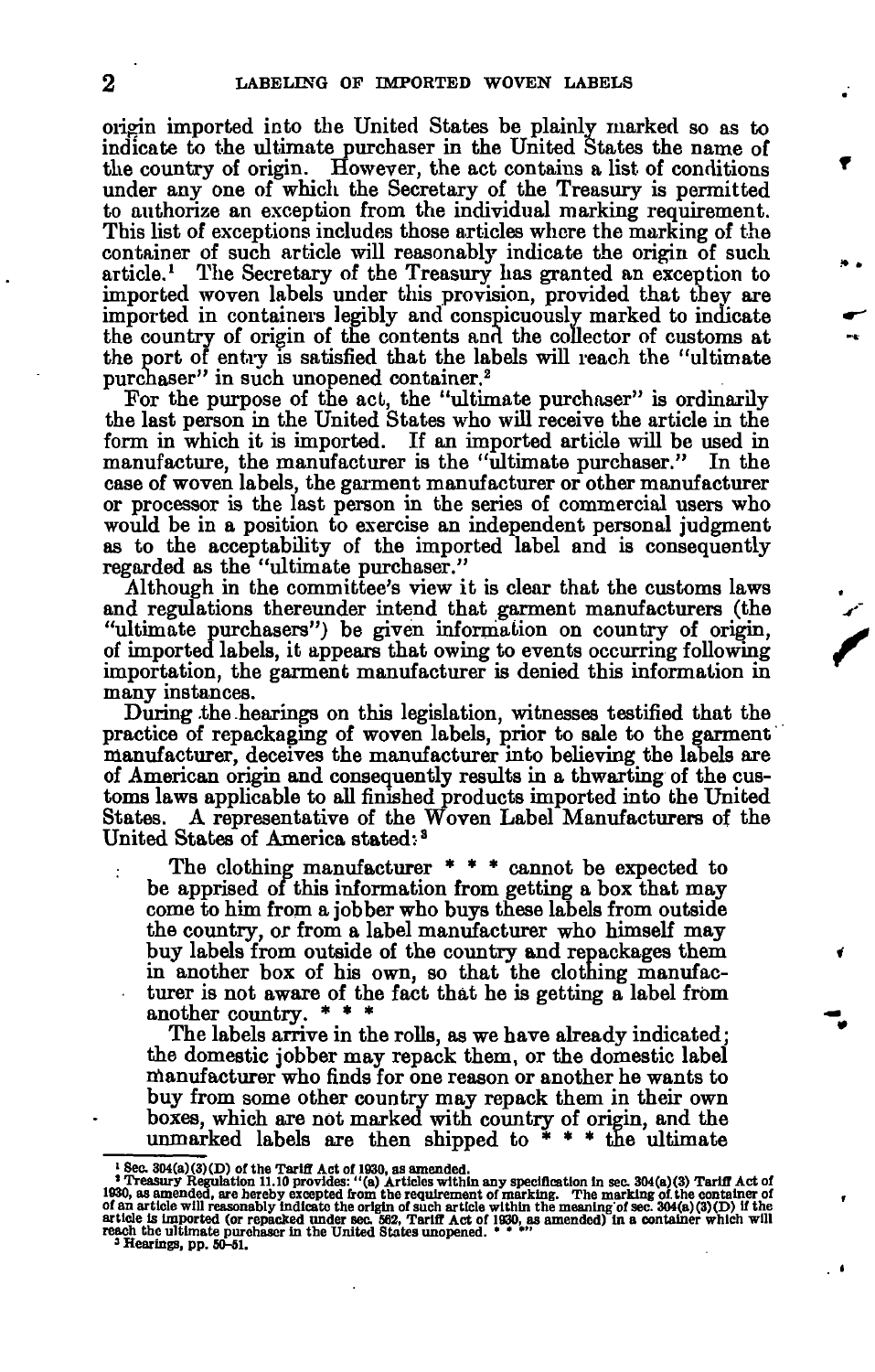origin imported into the United States be plainly marked so as to indicate to the ultimate purchaser in the United States the name of the country of origin. However, the act contains a list of conditions under any one of which the Secretary of the Treasury is permitted to authorize an exception from the individual marking requirement. This list of exceptions includes those articles where the marking of the container of such article will reasonably indicate the origin of such article.[1] The Secretary of the Treasury has granted an exception to imported woven labels under this provision, provided that they are imported in containers legibly and conspicuously marked to indicate the country of origin of the contents and the collector of customs at the port of entry is satisfied that the labels will reach the "ultimate purchaser" in such unopened container.[2]

For the purpose of the act, the "ultimate purchaser" is ordinarily the last person in the United States who will receive the article in the form in which it is imported. If an imported article will be used in manufacture, the manufacturer is the "ultimate purchaser." In the case of woven labels, the garment manufacturer or other manufacturer or processor is the last person in the series of commercial users who would be in a position to exercise an independent personal judgment as to the acceptability of the imported label and is consequently regarded as the "ultimate purchaser."

Although in the committee's view it is clear that the customs laws and regulations thereunder intend that garment manufacturers (the "ultimate purchasers") be given information on country of origin, of imported labels, it appears that owing to events occurring following importation, the garment manufacturer is denied this information in many instances.

During the hearings on this legislation, witnesses testified that the practice of repackaging of woven labels, prior to sale to the garment manufacturer, deceives the manufacturer into believing the labels are of American origin and consequently results in a thwarting of the customs laws applicable to all finished products imported into the United States. A representative of the Woven Label Manufacturers of the United States of America stated:[3]

> The clothing manufacturer * * * cannot be expected to be apprised of this information from getting a box that may come to him from a jobber who buys these labels from outside the country, or from a label manufacturer who himself may buy labels from outside of the country and repackages them in another box of his own, so that the clothing manufacturer is not aware of the fact that he is getting a label from another country. * * *
>
> The labels arrive in the rolls, as we have already indicated; the domestic jobber may repack them, or the domestic label manufacturer who finds for one reason or another he wants to buy from some other country may repack them in their own boxes, which are not marked with country of origin, and the unmarked labels are then shipped to * * * the ultimate

---

[1] Sec. 304(a)(3)(D) of the Tariff Act of 1930, as amended.

[2] Treasury Regulation 11.10 provides: "(a) Articles within any specification in sec. 304(a)(3) Tariff Act of 1930, as amended, are hereby excepted from the requirement of marking. The marking of the container of of an article will reasonably indicate the origin of such article within the meaning of sec. 304(a)(3)(D) if the article is imported (or repacked under sec. 562, Tariff Act of 1930, as amended) in a container which will reach the ultimate purchaser in the United States unopened. * * *"

[3] Hearings, pp. 50–51.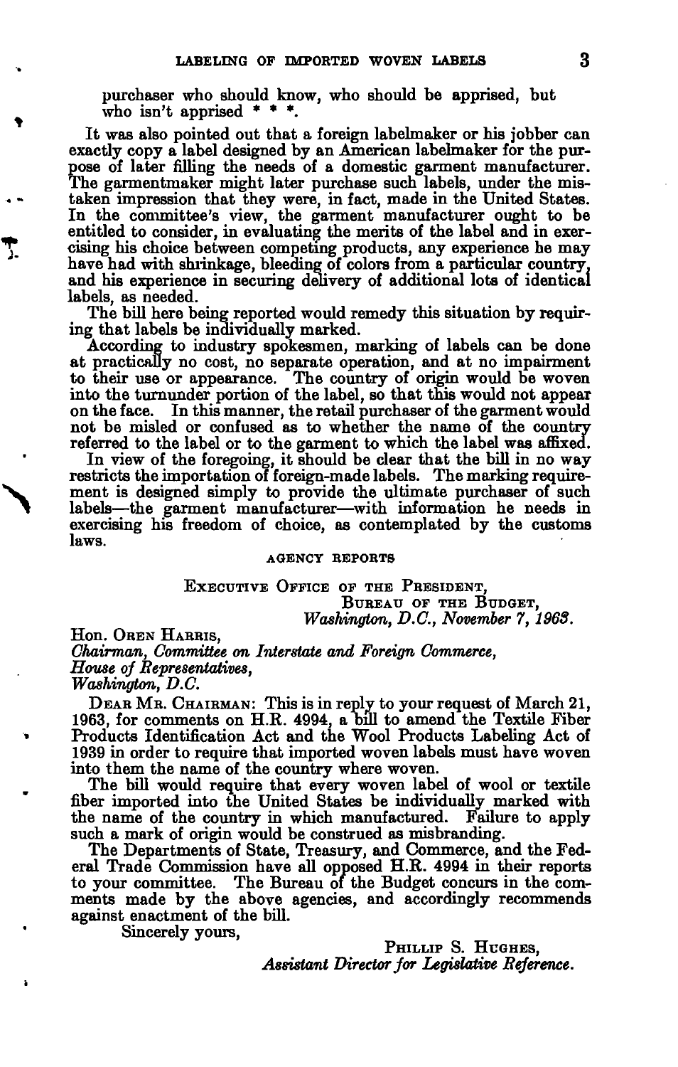purchaser who should know, who should be apprised, but who isn't apprised * * *.

It was also pointed out that a foreign labelmaker or his jobber can exactly copy a label designed by an American labelmaker for the purpose of later filling the needs of a domestic garment manufacturer. The garmentmaker might later purchase such labels, under the mistaken impression that they were, in fact, made in the United States. In the committee's view, the garment manufacturer ought to be entitled to consider, in evaluating the merits of the label and in exercising his choice between competing products, any experience he may have had with shrinkage, bleeding of colors from a particular country, and his experience in securing delivery of additional lots of identical labels, as needed.

The bill here being reported would remedy this situation by requiring that labels be individually marked.

According to industry spokesmen, marking of labels can be done at practically no cost, no separate operation, and at no impairment to their use or appearance. The country of origin would be woven into the turnunder portion of the label, so that this would not appear on the face. In this manner, the retail purchaser of the garment would not be misled or confused as to whether the name of the country referred to the label or to the garment to which the label was affixed.

In view of the foregoing, it should be clear that the bill in no way restricts the importation of foreign-made labels. The marking requirement is designed simply to provide the ultimate purchaser of such labels—the garment manufacturer—with information he needs in exercising his freedom of choice, as contemplated by the customs laws.

## AGENCY REPORTS

EXECUTIVE OFFICE OF THE PRESIDENT,
BUREAU OF THE BUDGET,
*Washington, D.C., November 7, 1963.*

Hon. OREN HARRIS,
*Chairman, Committee on Interstate and Foreign Commerce,*
*House of Representatives,*
*Washington, D.C.*

DEAR MR. CHAIRMAN: This is in reply to your request of March 21, 1963, for comments on H.R. 4994, a bill to amend the Textile Fiber Products Identification Act and the Wool Products Labeling Act of 1939 in order to require that imported woven labels must have woven into them the name of the country where woven.

The bill would require that every woven label of wool or textile fiber imported into the United States be individually marked with the name of the country in which manufactured. Failure to apply such a mark of origin would be construed as misbranding.

The Departments of State, Treasury, and Commerce, and the Federal Trade Commission have all opposed H.R. 4994 in their reports to your committee. The Bureau of the Budget concurs in the comments made by the above agencies, and accordingly recommends against enactment of the bill.

Sincerely yours,

PHILLIP S. HUGHES,
*Assistant Director for Legislative Reference.*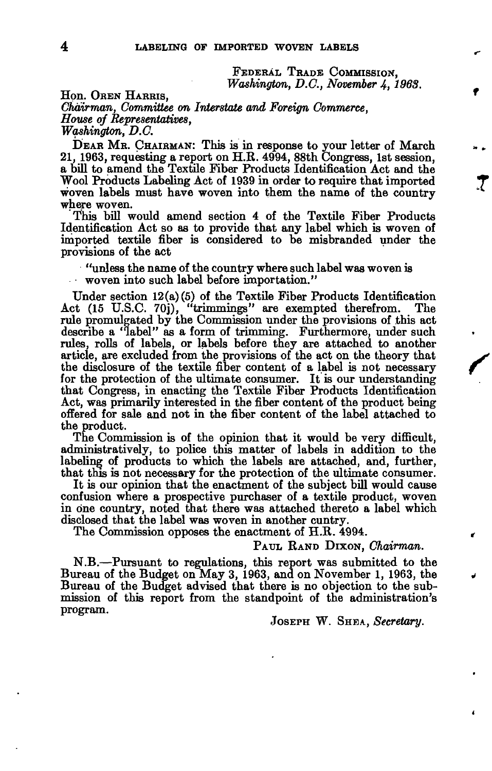FEDERAL TRADE COMMISSION,
*Washington, D.C., November 4, 1963.*

Hon. OREN HARRIS,
*Chairman, Committee on Interstate and Foreign Commerce,*
*House of Representatives,*
*Washington, D.C.*

DEAR MR. CHAIRMAN: This is in response to your letter of March 21, 1963, requesting a report on H.R. 4994, 88th Congress, 1st session, a bill to amend the Textile Fiber Products Identification Act and the Wool Products Labeling Act of 1939 in order to require that imported woven labels must have woven into them the name of the country where woven.

This bill would amend section 4 of the Textile Fiber Products Identification Act so as to provide that any label which is woven of imported textile fiber is considered to be misbranded under the provisions of the act

> "unless the name of the country where such label was woven is woven into such label before importation."

Under section 12(a)(5) of the Textile Fiber Products Identification Act (15 U.S.C. 70j), "trimmings" are exempted therefrom. The rule promulgated by the Commission under the provisions of this act describe a "label" as a form of trimming. Furthermore, under such rules, rolls of labels, or labels before they are attached to another article, are excluded from the provisions of the act on the theory that the disclosure of the textile fiber content of a label is not necessary for the protection of the ultimate consumer. It is our understanding that Congress, in enacting the Textile Fiber Products Identification Act, was primarily interested in the fiber content of the product being offered for sale and not in the fiber content of the label attached to the product.

The Commission is of the opinion that it would be very difficult, administratively, to police this matter of labels in addition to the labeling of products to which the labels are attached, and, further, that this is not necessary for the protection of the ultimate consumer.

It is our opinion that the enactment of the subject bill would cause confusion where a prospective purchaser of a textile product, woven in one country, noted that there was attached thereto a label which disclosed that the label was woven in another cuntry.

The Commission opposes the enactment of H.R. 4994.

PAUL RAND DIXON, *Chairman.*

N.B.—Pursuant to regulations, this report was submitted to the Bureau of the Budget on May 3, 1963, and on November 1, 1963, the Bureau of the Budget advised that there is no objection to the submission of this report from the standpoint of the administration's program.

JOSEPH W. SHEA, *Secretary.*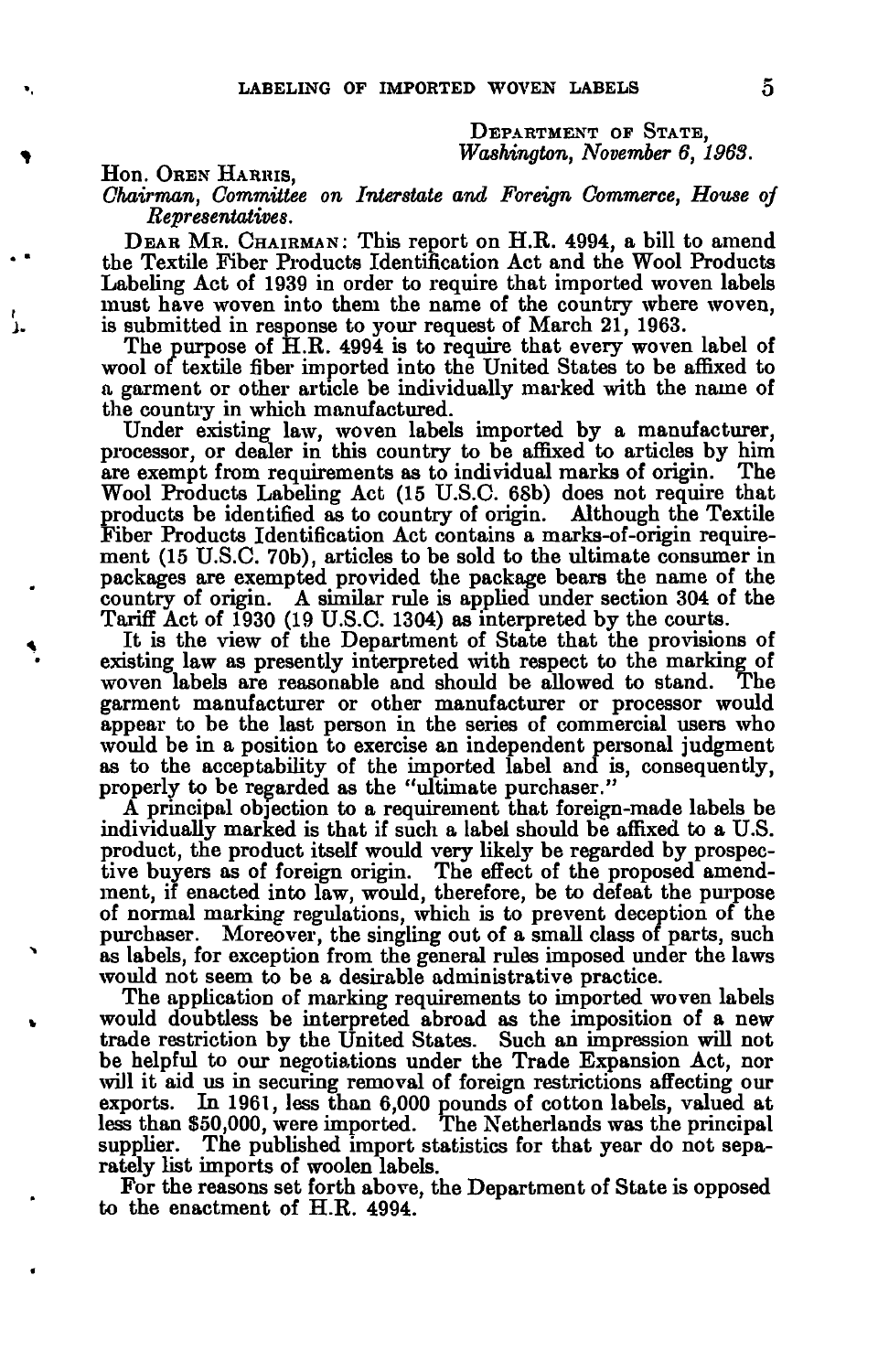DEPARTMENT OF STATE,
*Washington, November 6, 1963.*

Hon. OREN HARRIS,
*Chairman, Committee on Interstate and Foreign Commerce, House of Representatives.*

DEAR MR. CHAIRMAN: This report on H.R. 4994, a bill to amend the Textile Fiber Products Identification Act and the Wool Products Labeling Act of 1939 in order to require that imported woven labels must have woven into them the name of the country where woven, is submitted in response to your request of March 21, 1963.

The purpose of H.R. 4994 is to require that every woven label of wool of textile fiber imported into the United States to be affixed to a garment or other article be individually marked with the name of the country in which manufactured.

Under existing law, woven labels imported by a manufacturer, processor, or dealer in this country to be affixed to articles by him are exempt from requirements as to individual marks of origin. The Wool Products Labeling Act (15 U.S.C. 68b) does not require that products be identified as to country of origin. Although the Textile Fiber Products Identification Act contains a marks-of-origin requirement (15 U.S.C. 70b), articles to be sold to the ultimate consumer in packages are exempted provided the package bears the name of the country of origin. A similar rule is applied under section 304 of the Tariff Act of 1930 (19 U.S.C. 1304) as interpreted by the courts.

It is the view of the Department of State that the provisions of existing law as presently interpreted with respect to the marking of woven labels are reasonable and should be allowed to stand. The garment manufacturer or other manufacturer or processor would appear to be the last person in the series of commercial users who would be in a position to exercise an independent personal judgment as to the acceptability of the imported label and is, consequently, properly to be regarded as the "ultimate purchaser."

A principal objection to a requirement that foreign-made labels be individually marked is that if such a label should be affixed to a U.S. product, the product itself would very likely be regarded by prospective buyers as of foreign origin. The effect of the proposed amendment, if enacted into law, would, therefore, be to defeat the purpose of normal marking regulations, which is to prevent deception of the purchaser. Moreover, the singling out of a small class of parts, such as labels, for exception from the general rules imposed under the laws would not seem to be a desirable administrative practice.

The application of marking requirements to imported woven labels would doubtless be interpreted abroad as the imposition of a new trade restriction by the United States. Such an impression will not be helpful to our negotiations under the Trade Expansion Act, nor will it aid us in securing removal of foreign restrictions affecting our exports. In 1961, less than 6,000 pounds of cotton labels, valued at less than $50,000, were imported. The Netherlands was the principal supplier. The published import statistics for that year do not separately list imports of woolen labels.

For the reasons set forth above, the Department of State is opposed to the enactment of H.R. 4994.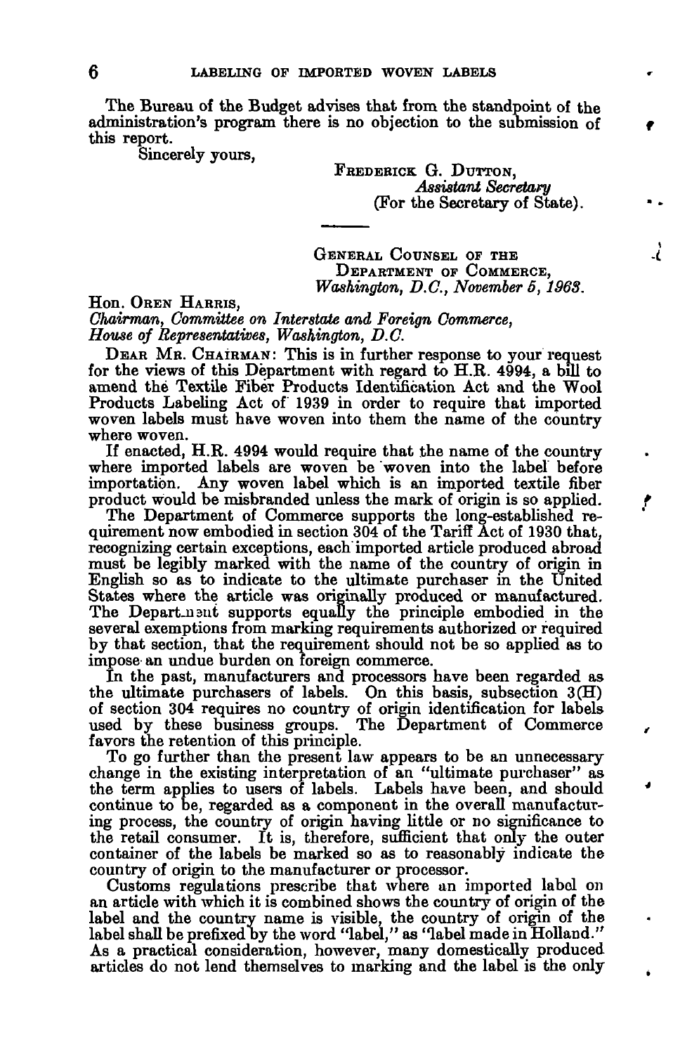The Bureau of the Budget advises that from the standpoint of the administration's program there is no objection to the submission of this report.

Sincerely yours,

FREDERICK G. DUTTON,
*Assistant Secretary*
(For the Secretary of State).

---

GENERAL COUNSEL OF THE
DEPARTMENT OF COMMERCE,
*Washington, D.C., November 5, 1963.*

Hon. OREN HARRIS,
*Chairman, Committee on Interstate and Foreign Commerce, House of Representatives, Washington, D.C.*

DEAR MR. CHAIRMAN: This is in further response to your request for the views of this Department with regard to H.R. 4994, a bill to amend the Textile Fiber Products Identification Act and the Wool Products Labeling Act of 1939 in order to require that imported woven labels must have woven into them the name of the country where woven.

If enacted, H.R. 4994 would require that the name of the country where imported labels are woven be woven into the label before importation. Any woven label which is an imported textile fiber product would be misbranded unless the mark of origin is so applied.

The Department of Commerce supports the long-established requirement now embodied in section 304 of the Tariff Act of 1930 that, recognizing certain exceptions, each imported article produced abroad must be legibly marked with the name of the country of origin in English so as to indicate to the ultimate purchaser in the United States where the article was originally produced or manufactured. The Department supports equally the principle embodied in the several exemptions from marking requirements authorized or required by that section, that the requirement should not be so applied as to impose an undue burden on foreign commerce.

In the past, manufacturers and processors have been regarded as the ultimate purchasers of labels. On this basis, subsection 3(H) of section 304 requires no country of origin identification for labels used by these business groups. The Department of Commerce favors the retention of this principle.

To go further than the present law appears to be an unnecessary change in the existing interpretation of an "ultimate purchaser" as the term applies to users of labels. Labels have been, and should continue to be, regarded as a component in the overall manufacturing process, the country of origin having little or no significance to the retail consumer. It is, therefore, sufficient that only the outer container of the labels be marked so as to reasonably indicate the country of origin to the manufacturer or processor.

Customs regulations prescribe that where an imported label on an article with which it is combined shows the country of origin of the label and the country name is visible, the country of origin of the label shall be prefixed by the word "label," as "label made in Holland." As a practical consideration, however, many domestically produced articles do not lend themselves to marking and the label is the only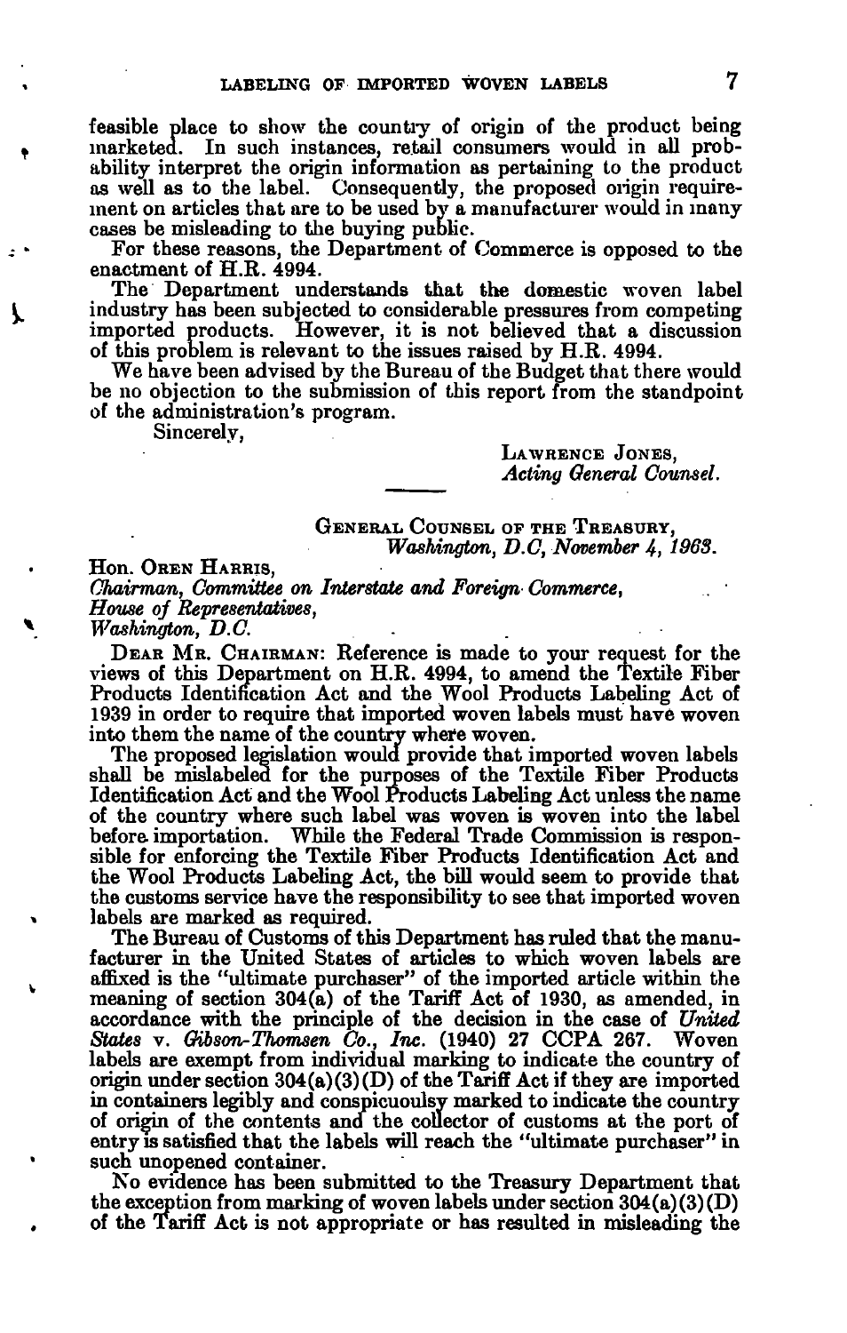feasible place to show the country of origin of the product being marketed. In such instances, retail consumers would in all probability interpret the origin information as pertaining to the product as well as to the label. Consequently, the proposed origin requirement on articles that are to be used by a manufacturer would in many cases be misleading to the buying public.

For these reasons, the Department of Commerce is opposed to the enactment of H.R. 4994.

The Department understands that the domestic woven label industry has been subjected to considerable pressures from competing imported products. However, it is not believed that a discussion of this problem is relevant to the issues raised by H.R. 4994.

We have been advised by the Bureau of the Budget that there would be no objection to the submission of this report from the standpoint of the administration's program.

Sincerely,

LAWRENCE JONES,
*Acting General Counsel.*

---

GENERAL COUNSEL OF THE TREASURY,
*Washington, D.C, November 4, 1963.*

Hon. OREN HARRIS,
*Chairman, Committee on Interstate and Foreign Commerce,*
*House of Representatives,*
*Washington, D.C.*

DEAR MR. CHAIRMAN: Reference is made to your request for the views of this Department on H.R. 4994, to amend the Textile Fiber Products Identification Act and the Wool Products Labeling Act of 1939 in order to require that imported woven labels must have woven into them the name of the country where woven.

The proposed legislation would provide that imported woven labels shall be mislabeled for the purposes of the Textile Fiber Products Identification Act and the Wool Products Labeling Act unless the name of the country where such label was woven is woven into the label before importation. While the Federal Trade Commission is responsible for enforcing the Textile Fiber Products Identification Act and the Wool Products Labeling Act, the bill would seem to provide that the customs service have the responsibility to see that imported woven labels are marked as required.

The Bureau of Customs of this Department has ruled that the manufacturer in the United States of articles to which woven labels are affixed is the "ultimate purchaser" of the imported article within the meaning of section 304(a) of the Tariff Act of 1930, as amended, in accordance with the principle of the decision in the case of *United States* v. *Gibson-Thomsen Co., Inc.* (1940) 27 CCPA 267. Woven labels are exempt from individual marking to indicate the country of origin under section 304(a)(3)(D) of the Tariff Act if they are imported in containers legibly and conspicuously marked to indicate the country of origin of the contents and the collector of customs at the port of entry is satisfied that the labels will reach the "ultimate purchaser" in such unopened container.

No evidence has been submitted to the Treasury Department that the exception from marking of woven labels under section 304(a)(3)(D) of the Tariff Act is not appropriate or has resulted in misleading the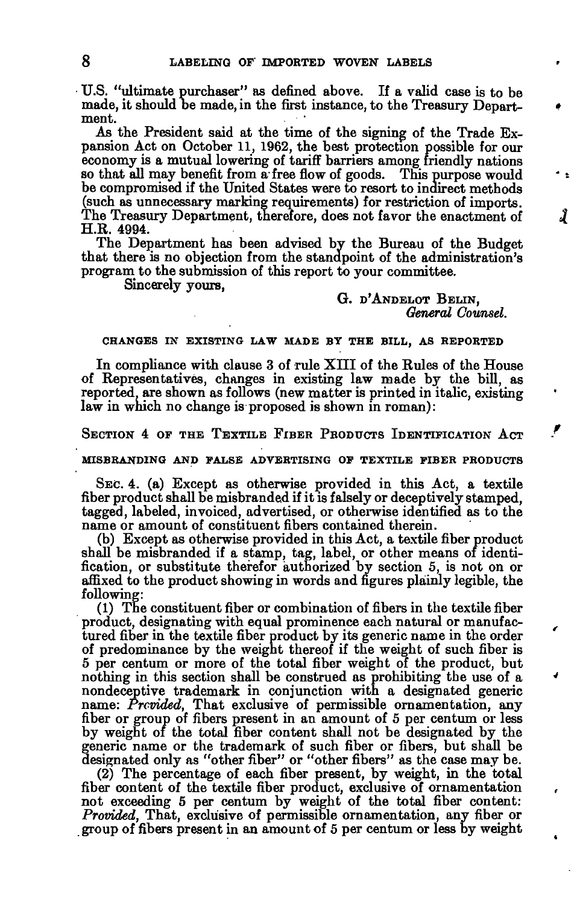U.S. "ultimate purchaser" as defined above. If a valid case is to be made, it should be made, in the first instance, to the Treasury Department.

As the President said at the time of the signing of the Trade Expansion Act on October 11, 1962, the best protection possible for our economy is a mutual lowering of tariff barriers among friendly nations so that all may benefit from a free flow of goods. This purpose would be compromised if the United States were to resort to indirect methods (such as unnecessary marking requirements) for restriction of imports. The Treasury Department, therefore, does not favor the enactment of H.R. 4994.

The Department has been advised by the Bureau of the Budget that there is no objection from the standpoint of the administration's program to the submission of this report to your committee.

Sincerely yours,

G. D'ANDELOT BELIN,
*General Counsel.*

## CHANGES IN EXISTING LAW MADE BY THE BILL, AS REPORTED

In compliance with clause 3 of rule XIII of the Rules of the House of Representatives, changes in existing law made by the bill, as reported, are shown as follows (new matter is printed in italic, existing law in which no change is proposed is shown in roman):

### SECTION 4 OF THE TEXTILE FIBER PRODUCTS IDENTIFICATION ACT

#### MISBRANDING AND FALSE ADVERTISING OF TEXTILE FIBER PRODUCTS

SEC. 4. (a) Except as otherwise provided in this Act, a textile fiber product shall be misbranded if it is falsely or deceptively stamped, tagged, labeled, invoiced, advertised, or otherwise identified as to the name or amount of constituent fibers contained therein.

(b) Except as otherwise provided in this Act, a textile fiber product shall be misbranded if a stamp, tag, label, or other means of identification, or substitute therefor authorized by section 5, is not on or affixed to the product showing in words and figures plainly legible, the following:

(1) The constituent fiber or combination of fibers in the textile fiber product, designating with equal prominence each natural or manufactured fiber in the textile fiber product by its generic name in the order of predominance by the weight thereof if the weight of such fiber is 5 per centum or more of the total fiber weight of the product, but nothing in this section shall be construed as prohibiting the use of a nondeceptive trademark in conjunction with a designated generic name: *Provided,* That exclusive of permissible ornamentation, any fiber or group of fibers present in an amount of 5 per centum or less by weight of the total fiber content shall not be designated by the generic name or the trademark of such fiber or fibers, but shall be designated only as "other fiber" or "other fibers" as the case may be.

(2) The percentage of each fiber present, by weight, in the total fiber content of the textile fiber product, exclusive of ornamentation not exceeding 5 per centum by weight of the total fiber content: *Provided,* That, exclusive of permissible ornamentation, any fiber or group of fibers present in an amount of 5 per centum or less by weight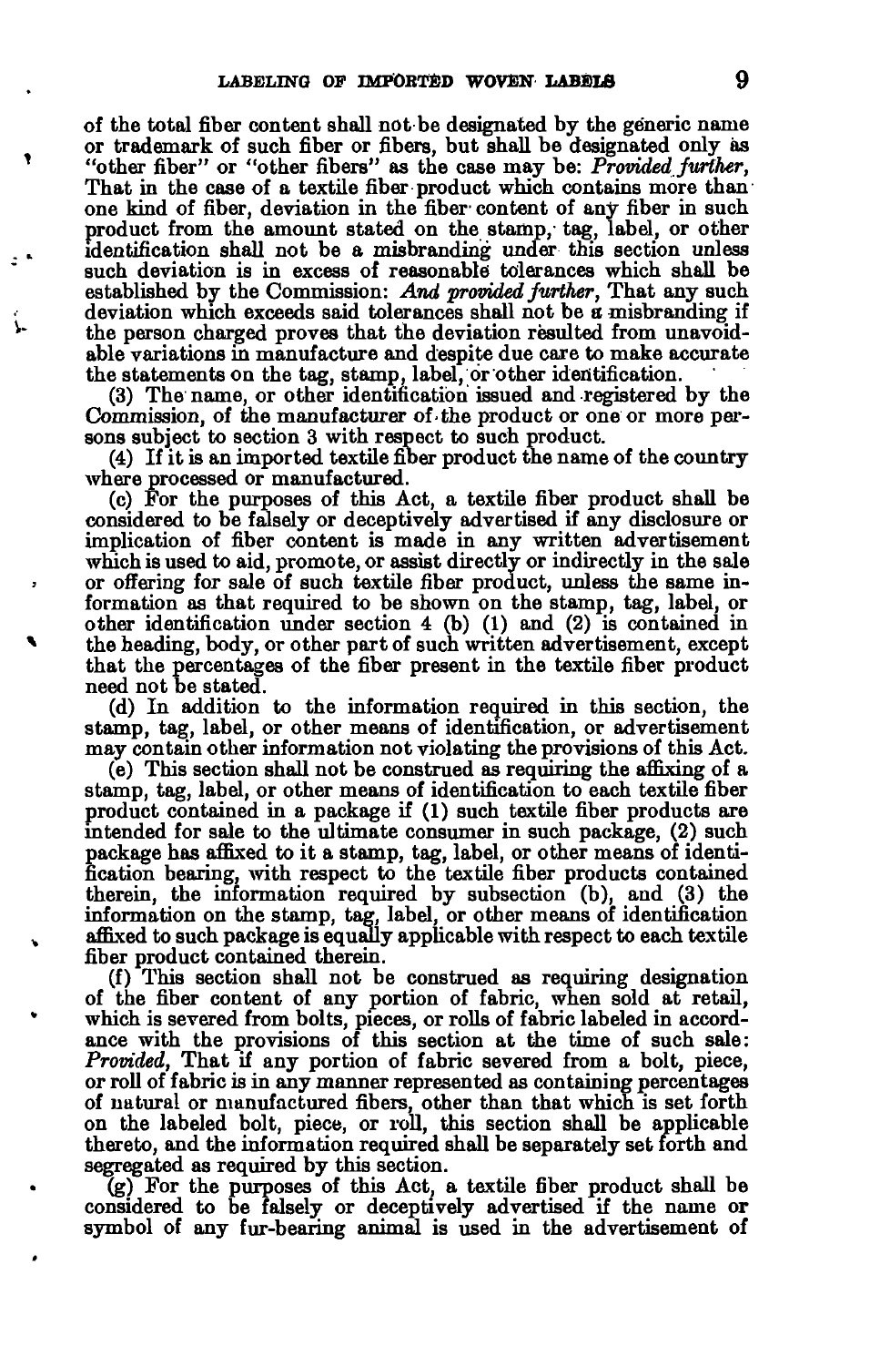of the total fiber content shall not be designated by the generic name or trademark of such fiber or fibers, but shall be designated only as "other fiber" or "other fibers" as the case may be: *Provided further*, That in the case of a textile fiber product which contains more than one kind of fiber, deviation in the fiber content of any fiber in such product from the amount stated on the stamp, tag, label, or other identification shall not be a misbranding under this section unless such deviation is in excess of reasonable tolerances which shall be established by the Commission: *And provided further*, That any such deviation which exceeds said tolerances shall not be a misbranding if the person charged proves that the deviation resulted from unavoidable variations in manufacture and despite due care to make accurate the statements on the tag, stamp, label, or other identification.

(3) The name, or other identification issued and registered by the Commission, of the manufacturer of the product or one or more persons subject to section 3 with respect to such product.

(4) If it is an imported textile fiber product the name of the country where processed or manufactured.

(c) For the purposes of this Act, a textile fiber product shall be considered to be falsely or deceptively advertised if any disclosure or implication of fiber content is made in any written advertisement which is used to aid, promote, or assist directly or indirectly in the sale or offering for sale of such textile fiber product, unless the same information as that required to be shown on the stamp, tag, label, or other identification under section 4 (b) (1) and (2) is contained in the heading, body, or other part of such written advertisement, except that the percentages of the fiber present in the textile fiber product need not be stated.

(d) In addition to the information required in this section, the stamp, tag, label, or other means of identification, or advertisement may contain other information not violating the provisions of this Act.

(e) This section shall not be construed as requiring the affixing of a stamp, tag, label, or other means of identification to each textile fiber product contained in a package if (1) such textile fiber products are intended for sale to the ultimate consumer in such package, (2) such package has affixed to it a stamp, tag, label, or other means of identification bearing, with respect to the textile fiber products contained therein, the information required by subsection (b), and (3) the information on the stamp, tag, label, or other means of identification affixed to such package is equally applicable with respect to each textile fiber product contained therein.

(f) This section shall not be construed as requiring designation of the fiber content of any portion of fabric, when sold at retail, which is severed from bolts, pieces, or rolls of fabric labeled in accordance with the provisions of this section at the time of such sale: *Provided*, That if any portion of fabric severed from a bolt, piece, or roll of fabric is in any manner represented as containing percentages of natural or manufactured fibers, other than that which is set forth on the labeled bolt, piece, or roll, this section shall be applicable thereto, and the information required shall be separately set forth and segregated as required by this section.

(g) For the purposes of this Act, a textile fiber product shall be considered to be falsely or deceptively advertised if the name or symbol of any fur-bearing animal is used in the advertisement of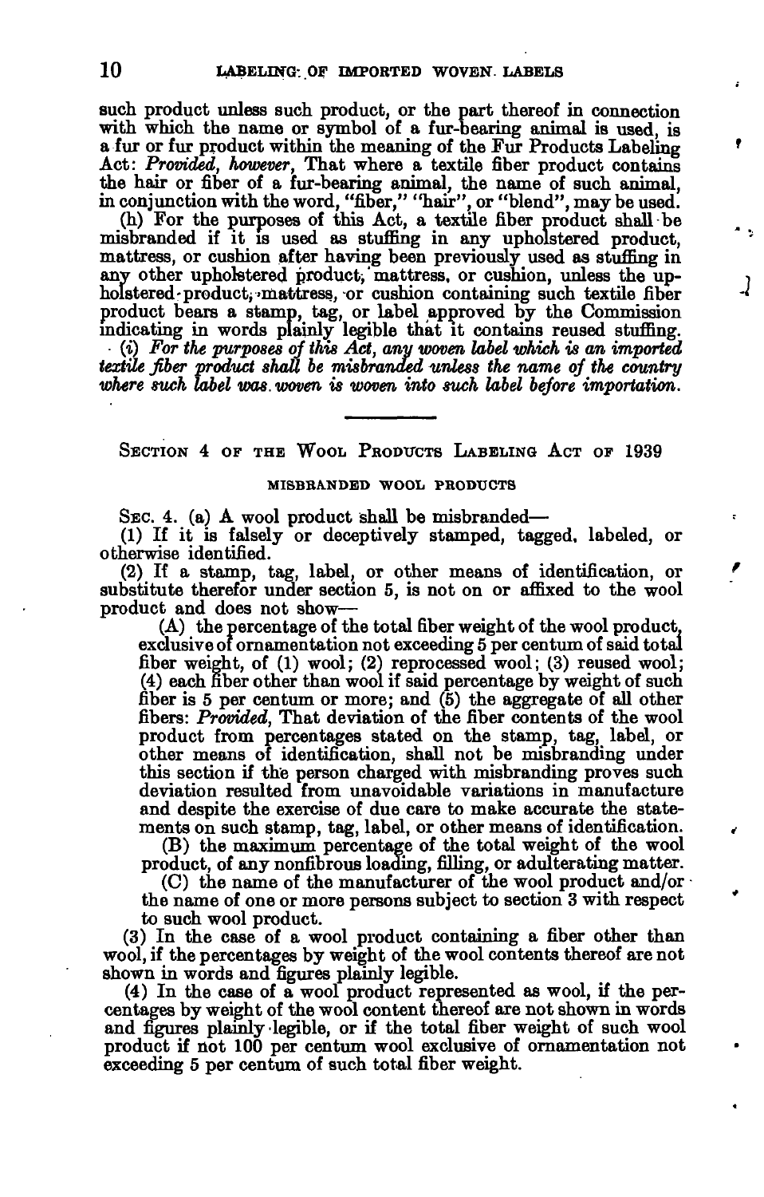such product unless such product, or the part thereof in connection with which the name or symbol of a fur-bearing animal is used, is a fur or fur product within the meaning of the Fur Products Labeling Act: *Provided, however*, That where a textile fiber product contains the hair or fiber of a fur-bearing animal, the name of such animal, in conjunction with the word, "fiber," "hair", or "blend", may be used.

(h) For the purposes of this Act, a textile fiber product shall be misbranded if it is used as stuffing in any upholstered product, mattress, or cushion after having been previously used as stuffing in any other upholstered product, mattress, or cushion, unless the upholstered product, mattress, or cushion containing such textile fiber product bears a stamp, tag, or label approved by the Commission indicating in words plainly legible that it contains reused stuffing.

*(i) For the purposes of this Act, any woven label which is an imported textile fiber product shall be misbranded unless the name of the country where such label was woven is woven into such label before importation.*

---

## SECTION 4 OF THE WOOL PRODUCTS LABELING ACT OF 1939

### MISBRANDED WOOL PRODUCTS

SEC. 4. (a) A wool product shall be misbranded—

(1) If it is falsely or deceptively stamped, tagged, labeled, or otherwise identified.

(2) If a stamp, tag, label, or other means of identification, or substitute therefor under section 5, is not on or affixed to the wool product and does not show—

(A) the percentage of the total fiber weight of the wool product, exclusive of ornamentation not exceeding 5 per centum of said total fiber weight, of (1) wool; (2) reprocessed wool; (3) reused wool; (4) each fiber other than wool if said percentage by weight of such fiber is 5 per centum or more; and (5) the aggregate of all other fibers: *Provided*, That deviation of the fiber contents of the wool product from percentages stated on the stamp, tag, label, or other means of identification, shall not be misbranding under this section if the person charged with misbranding proves such deviation resulted from unavoidable variations in manufacture and despite the exercise of due care to make accurate the statements on such stamp, tag, label, or other means of identification.

(B) the maximum percentage of the total weight of the wool product, of any nonfibrous loading, filling, or adulterating matter.

(C) the name of the manufacturer of the wool product and/or the name of one or more persons subject to section 3 with respect to such wool product.

(3) In the case of a wool product containing a fiber other than wool, if the percentages by weight of the wool contents thereof are not shown in words and figures plainly legible.

(4) In the case of a wool product represented as wool, if the percentages by weight of the wool content thereof are not shown in words and figures plainly legible, or if the total fiber weight of such wool product if not 100 per centum wool exclusive of ornamentation not exceeding 5 per centum of such total fiber weight.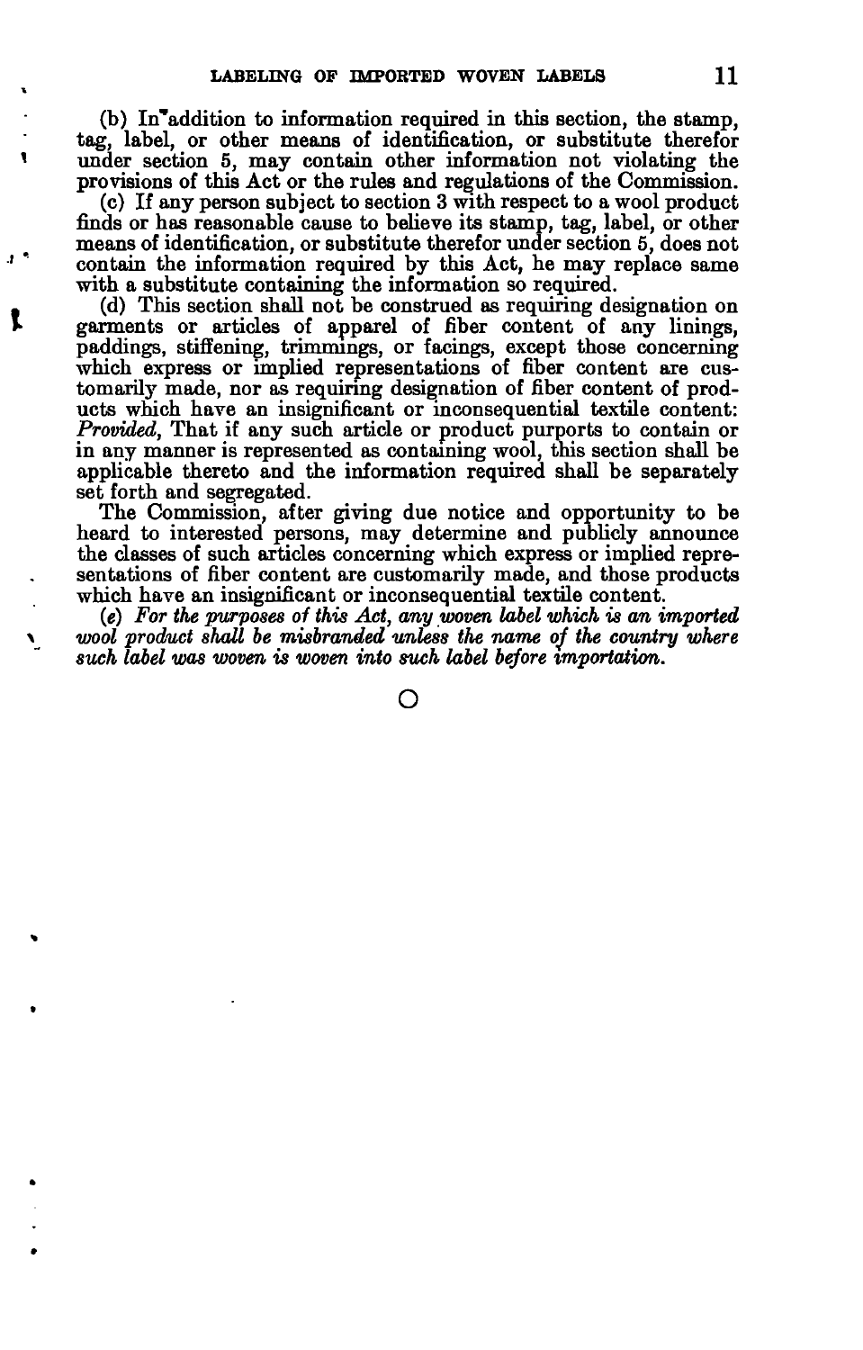(b) In addition to information required in this section, the stamp, tag, label, or other means of identification, or substitute therefor under section 5, may contain other information not violating the provisions of this Act or the rules and regulations of the Commission.

(c) If any person subject to section 3 with respect to a wool product finds or has reasonable cause to believe its stamp, tag, label, or other means of identification, or substitute therefor under section 5, does not contain the information required by this Act, he may replace same with a substitute containing the information so required.

(d) This section shall not be construed as requiring designation on garments or articles of apparel of fiber content of any linings, paddings, stiffening, trimmings, or facings, except those concerning which express or implied representations of fiber content are customarily made, nor as requiring designation of fiber content of products which have an insignificant or inconsequential textile content: *Provided*, That if any such article or product purports to contain or in any manner is represented as containing wool, this section shall be applicable thereto and the information required shall be separately set forth and segregated.

The Commission, after giving due notice and opportunity to be heard to interested persons, may determine and publicly announce the classes of such articles concerning which express or implied representations of fiber content are customarily made, and those products which have an insignificant or inconsequential textile content.

*(e) For the purposes of this Act, any woven label which is an imported wool product shall be misbranded unless the name of the country where such label was woven is woven into such label before importation.*

O